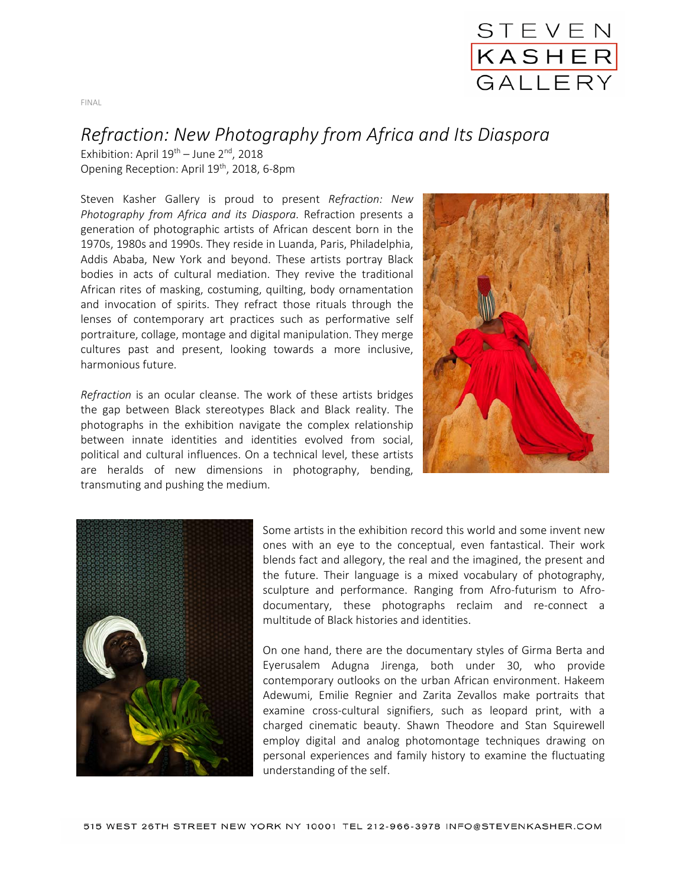FINAL

# *Refraction: New Photography from Africa and Its Diaspora*

Exhibition: April 19th – June 2nd, 2018
Opening Reception: April 19th, 2018, 6-8pm

Steven Kasher Gallery is proud to present *Refraction: New Photography from Africa and its Diaspora*. Refraction presents a generation of photographic artists of African descent born in the 1970s, 1980s and 1990s. They reside in Luanda, Paris, Philadelphia, Addis Ababa, New York and beyond. These artists portray Black bodies in acts of cultural mediation. They revive the traditional African rites of masking, costuming, quilting, body ornamentation and invocation of spirits. They refract those rituals through the lenses of contemporary art practices such as performative self portraiture, collage, montage and digital manipulation. They merge cultures past and present, looking towards a more inclusive, harmonious future.

*Refraction* is an ocular cleanse. The work of these artists bridges the gap between Black stereotypes Black and Black reality. The photographs in the exhibition navigate the complex relationship between innate identities and identities evolved from social, political and cultural influences. On a technical level, these artists are heralds of new dimensions in photography, bending, transmuting and pushing the medium.

Some artists in the exhibition record this world and some invent new ones with an eye to the conceptual, even fantastical. Their work blends fact and allegory, the real and the imagined, the present and the future. Their language is a mixed vocabulary of photography, sculpture and performance. Ranging from Afro-futurism to Afro-documentary, these photographs reclaim and re-connect a multitude of Black histories and identities.

On one hand, there are the documentary styles of Girma Berta and Eyerusalem Adugna Jirenga, both under 30, who provide contemporary outlooks on the urban African environment. Hakeem Adewumi, Emilie Regnier and Zarita Zevallos make portraits that examine cross-cultural signifiers, such as leopard print, with a charged cinematic beauty. Shawn Theodore and Stan Squirewell employ digital and analog photomontage techniques drawing on personal experiences and family history to examine the fluctuating understanding of the self.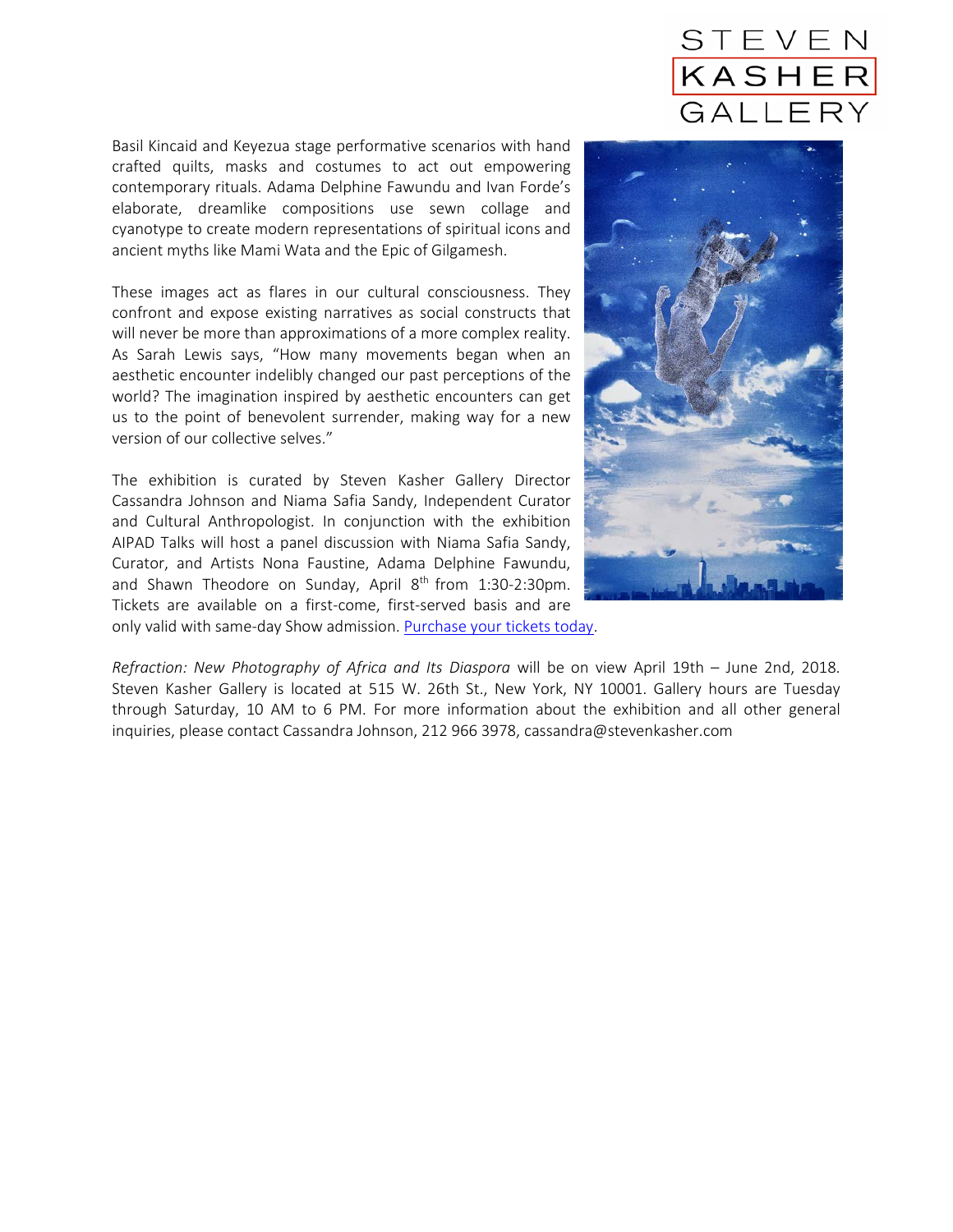Basil Kincaid and Keyezua stage performative scenarios with hand crafted quilts, masks and costumes to act out empowering contemporary rituals. Adama Delphine Fawundu and Ivan Forde's elaborate, dreamlike compositions use sewn collage and cyanotype to create modern representations of spiritual icons and ancient myths like Mami Wata and the Epic of Gilgamesh.

These images act as flares in our cultural consciousness. They confront and expose existing narratives as social constructs that will never be more than approximations of a more complex reality. As Sarah Lewis says, "How many movements began when an aesthetic encounter indelibly changed our past perceptions of the world? The imagination inspired by aesthetic encounters can get us to the point of benevolent surrender, making way for a new version of our collective selves."

The exhibition is curated by Steven Kasher Gallery Director Cassandra Johnson and Niama Safia Sandy, Independent Curator and Cultural Anthropologist. In conjunction with the exhibition AIPAD Talks will host a panel discussion with Niama Safia Sandy, Curator, and Artists Nona Faustine, Adama Delphine Fawundu, and Shawn Theodore on Sunday, April 8th from 1:30-2:30pm. Tickets are available on a first-come, first-served basis and are only valid with same-day Show admission. Purchase your tickets today.

*Refraction: New Photography of Africa and Its Diaspora* will be on view April 19th – June 2nd, 2018. Steven Kasher Gallery is located at 515 W. 26th St., New York, NY 10001. Gallery hours are Tuesday through Saturday, 10 AM to 6 PM. For more information about the exhibition and all other general inquiries, please contact Cassandra Johnson, 212 966 3978, cassandra@stevenkasher.com